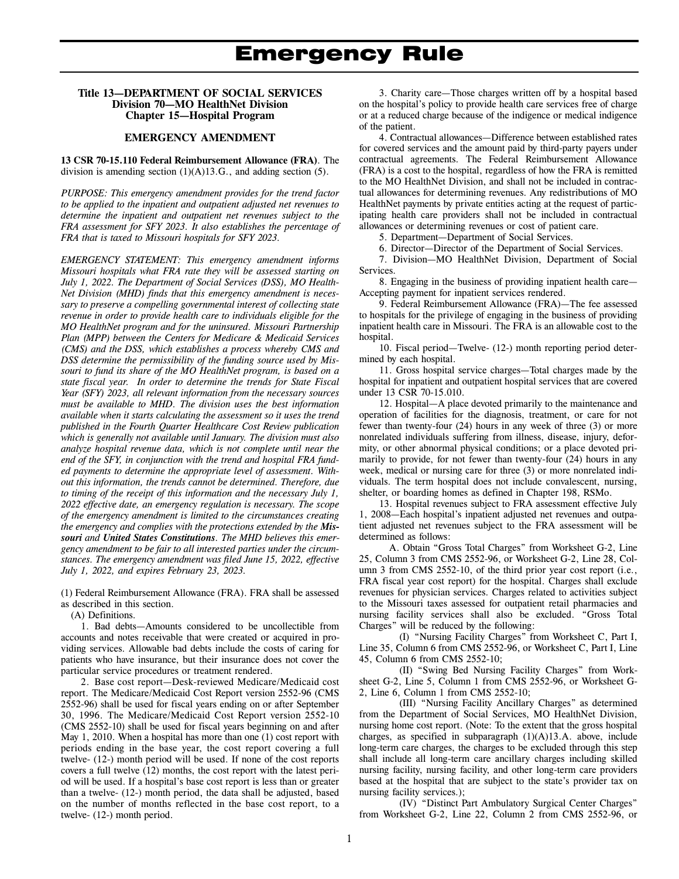# Emergency Rule

### Title 13—DEPARTMENT OF SOCIAL SERVICES
### Division 70—MO HealthNet Division
### Chapter 15—Hospital Program

### EMERGENCY AMENDMENT

**13 CSR 70-15.110 Federal Reimbursement Allowance (FRA)**. The division is amending section (1)(A)13.G., and adding section (5).

*PURPOSE: This emergency amendment provides for the trend factor to be applied to the inpatient and outpatient adjusted net revenues to determine the inpatient and outpatient net revenues subject to the FRA assessment for SFY 2023. It also establishes the percentage of FRA that is taxed to Missouri hospitals for SFY 2023.*

*EMERGENCY STATEMENT: This emergency amendment informs Missouri hospitals what FRA rate they will be assessed starting on July 1, 2022. The Department of Social Services (DSS), MO HealthNet Division (MHD) finds that this emergency amendment is necessary to preserve a compelling governmental interest of collecting state revenue in order to provide health care to individuals eligible for the MO HealthNet program and for the uninsured. Missouri Partnership Plan (MPP) between the Centers for Medicare & Medicaid Services (CMS) and the DSS, which establishes a process whereby CMS and DSS determine the permissibility of the funding source used by Missouri to fund its share of the MO HealthNet program, is based on a state fiscal year. In order to determine the trends for State Fiscal Year (SFY) 2023, all relevant information from the necessary sources must be available to MHD. The division uses the best information available when it starts calculating the assessment so it uses the trend published in the Fourth Quarter Healthcare Cost Review publication which is generally not available until January. The division must also analyze hospital revenue data, which is not complete until near the end of the SFY, in conjunction with the trend and hospital FRA funded payments to determine the appropriate level of assessment. Without this information, the trends cannot be determined. Therefore, due to timing of the receipt of this information and the necessary July 1, 2022 effective date, an emergency regulation is necessary. The scope of the emergency amendment is limited to the circumstances creating the emergency and complies with the protections extended by the **Missouri** and **United States Constitutions**. The MHD believes this emergency amendment to be fair to all interested parties under the circumstances. The emergency amendment was filed June 15, 2022, effective July 1, 2022, and expires February 23, 2023.*

(1) Federal Reimbursement Allowance (FRA). FRA shall be assessed as described in this section.

(A) Definitions.

1. Bad debts—Amounts considered to be uncollectible from accounts and notes receivable that were created or acquired in providing services. Allowable bad debts include the costs of caring for patients who have insurance, but their insurance does not cover the particular service procedures or treatment rendered.

2. Base cost report—Desk-reviewed Medicare/Medicaid cost report. The Medicare/Medicaid Cost Report version 2552-96 (CMS 2552-96) shall be used for fiscal years ending on or after September 30, 1996. The Medicare/Medicaid Cost Report version 2552-10 (CMS 2552-10) shall be used for fiscal years beginning on and after May 1, 2010. When a hospital has more than one (1) cost report with periods ending in the base year, the cost report covering a full twelve- (12-) month period will be used. If none of the cost reports covers a full twelve (12) months, the cost report with the latest period will be used. If a hospital's base cost report is less than or greater than a twelve- (12-) month period, the data shall be adjusted, based on the number of months reflected in the base cost report, to a twelve- (12-) month period.

3. Charity care—Those charges written off by a hospital based on the hospital's policy to provide health care services free of charge or at a reduced charge because of the indigence or medical indigence of the patient.

4. Contractual allowances—Difference between established rates for covered services and the amount paid by third-party payers under contractual agreements. The Federal Reimbursement Allowance (FRA) is a cost to the hospital, regardless of how the FRA is remitted to the MO HealthNet Division, and shall not be included in contractual allowances for determining revenues. Any redistributions of MO HealthNet payments by private entities acting at the request of participating health care providers shall not be included in contractual allowances or determining revenues or cost of patient care.

5. Department—Department of Social Services.

6. Director—Director of the Department of Social Services.

7. Division—MO HealthNet Division, Department of Social Services.

8. Engaging in the business of providing inpatient health care—Accepting payment for inpatient services rendered.

9. Federal Reimbursement Allowance (FRA)—The fee assessed to hospitals for the privilege of engaging in the business of providing inpatient health care in Missouri. The FRA is an allowable cost to the hospital.

10. Fiscal period—Twelve- (12-) month reporting period determined by each hospital.

11. Gross hospital service charges—Total charges made by the hospital for inpatient and outpatient hospital services that are covered under 13 CSR 70-15.010.

12. Hospital—A place devoted primarily to the maintenance and operation of facilities for the diagnosis, treatment, or care for not fewer than twenty-four (24) hours in any week of three (3) or more nonrelated individuals suffering from illness, disease, injury, deformity, or other abnormal physical conditions; or a place devoted primarily to provide, for not fewer than twenty-four (24) hours in any week, medical or nursing care for three (3) or more nonrelated individuals. The term hospital does not include convalescent, nursing, shelter, or boarding homes as defined in Chapter 198, RSMo.

13. Hospital revenues subject to FRA assessment effective July 1, 2008—Each hospital's inpatient adjusted net revenues and outpatient adjusted net revenues subject to the FRA assessment will be determined as follows:

A. Obtain "Gross Total Charges" from Worksheet G-2, Line 25, Column 3 from CMS 2552-96, or Worksheet G-2, Line 28, Column 3 from CMS 2552-10, of the third prior year cost report (i.e., FRA fiscal year cost report) for the hospital. Charges shall exclude revenues for physician services. Charges related to activities subject to the Missouri taxes assessed for outpatient retail pharmacies and nursing facility services shall also be excluded. "Gross Total Charges" will be reduced by the following:

(I) "Nursing Facility Charges" from Worksheet C, Part I, Line 35, Column 6 from CMS 2552-96, or Worksheet C, Part I, Line 45, Column 6 from CMS 2552-10;

(II) "Swing Bed Nursing Facility Charges" from Worksheet G-2, Line 5, Column 1 from CMS 2552-96, or Worksheet G-2, Line 6, Column 1 from CMS 2552-10;

(III) "Nursing Facility Ancillary Charges" as determined from the Department of Social Services, MO HealthNet Division, nursing home cost report. (Note: To the extent that the gross hospital charges, as specified in subparagraph (1)(A)13.A. above, include long-term care charges, the charges to be excluded through this step shall include all long-term care ancillary charges including skilled nursing facility, nursing facility, and other long-term care providers based at the hospital that are subject to the state's provider tax on nursing facility services.);

(IV) "Distinct Part Ambulatory Surgical Center Charges" from Worksheet G-2, Line 22, Column 2 from CMS 2552-96, or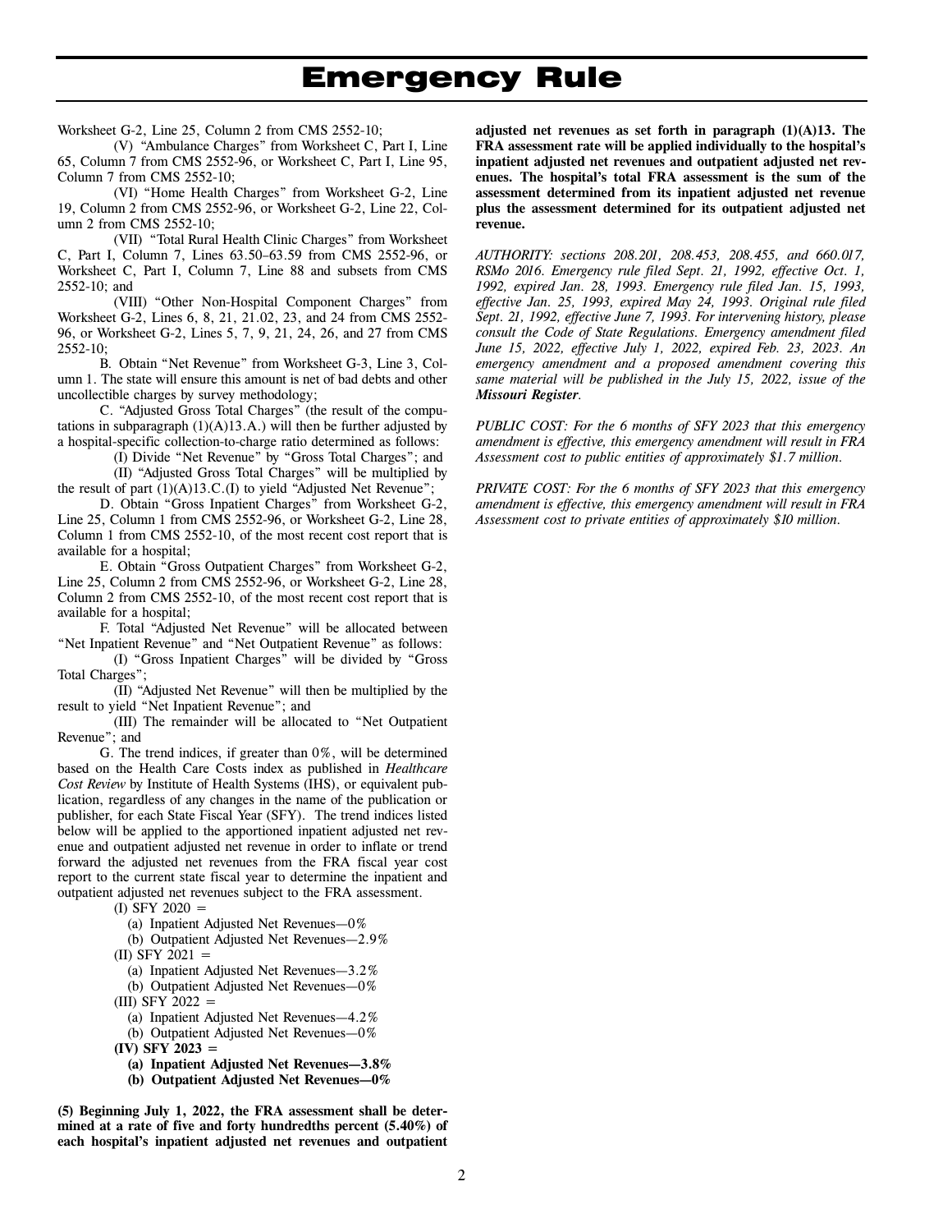Worksheet G-2, Line 25, Column 2 from CMS 2552-10;

(V) "Ambulance Charges" from Worksheet C, Part I, Line 65, Column 7 from CMS 2552-96, or Worksheet C, Part I, Line 95, Column 7 from CMS 2552-10;

(VI) "Home Health Charges" from Worksheet G-2, Line 19, Column 2 from CMS 2552-96, or Worksheet G-2, Line 22, Column 2 from CMS 2552-10;

(VII) "Total Rural Health Clinic Charges" from Worksheet C, Part I, Column 7, Lines 63.50–63.59 from CMS 2552-96, or Worksheet C, Part I, Column 7, Line 88 and subsets from CMS 2552-10; and

(VIII) "Other Non-Hospital Component Charges" from Worksheet G-2, Lines 6, 8, 21, 21.02, 23, and 24 from CMS 2552-96, or Worksheet G-2, Lines 5, 7, 9, 21, 24, 26, and 27 from CMS 2552-10;

B. Obtain "Net Revenue" from Worksheet G-3, Line 3, Column 1. The state will ensure this amount is net of bad debts and other uncollectible charges by survey methodology;

C. "Adjusted Gross Total Charges" (the result of the computations in subparagraph (1)(A)13.A.) will then be further adjusted by a hospital-specific collection-to-charge ratio determined as follows:

(I) Divide "Net Revenue" by "Gross Total Charges"; and

(II) "Adjusted Gross Total Charges" will be multiplied by the result of part (1)(A)13.C.(I) to yield "Adjusted Net Revenue";

D. Obtain "Gross Inpatient Charges" from Worksheet G-2, Line 25, Column 1 from CMS 2552-96, or Worksheet G-2, Line 28, Column 1 from CMS 2552-10, of the most recent cost report that is available for a hospital;

E. Obtain "Gross Outpatient Charges" from Worksheet G-2, Line 25, Column 2 from CMS 2552-96, or Worksheet G-2, Line 28, Column 2 from CMS 2552-10, of the most recent cost report that is available for a hospital;

F. Total "Adjusted Net Revenue" will be allocated between "Net Inpatient Revenue" and "Net Outpatient Revenue" as follows:

(I) "Gross Inpatient Charges" will be divided by "Gross Total Charges";

(II) "Adjusted Net Revenue" will then be multiplied by the result to yield "Net Inpatient Revenue"; and

(III) The remainder will be allocated to "Net Outpatient Revenue"; and

G. The trend indices, if greater than 0%, will be determined based on the Health Care Costs index as published in *Healthcare Cost Review* by Institute of Health Systems (IHS), or equivalent publication, regardless of any changes in the name of the publication or publisher, for each State Fiscal Year (SFY). The trend indices listed below will be applied to the apportioned inpatient adjusted net revenue and outpatient adjusted net revenue in order to inflate or trend forward the adjusted net revenues from the FRA fiscal year cost report to the current state fiscal year to determine the inpatient and outpatient adjusted net revenues subject to the FRA assessment.

(I) SFY 2020 =
  (a) Inpatient Adjusted Net Revenues—0%
  (b) Outpatient Adjusted Net Revenues—2.9%

(II) SFY 2021 =
  (a) Inpatient Adjusted Net Revenues—3.2%
  (b) Outpatient Adjusted Net Revenues—0%

(III) SFY 2022 =
  (a) Inpatient Adjusted Net Revenues—4.2%
  (b) Outpatient Adjusted Net Revenues—0%

**(IV) SFY 2023 =**
  **(a) Inpatient Adjusted Net Revenues—3.8%**
  **(b) Outpatient Adjusted Net Revenues—0%**

**(5) Beginning July 1, 2022, the FRA assessment shall be determined at a rate of five and forty hundredths percent (5.40%) of each hospital's inpatient adjusted net revenues and outpatient adjusted net revenues as set forth in paragraph (1)(A)13. The FRA assessment rate will be applied individually to the hospital's inpatient adjusted net revenues and outpatient adjusted net revenues. The hospital's total FRA assessment is the sum of the assessment determined from its inpatient adjusted net revenue plus the assessment determined for its outpatient adjusted net revenue.**

*AUTHORITY: sections 208.201, 208.453, 208.455, and 660.017, RSMo 2016. Emergency rule filed Sept. 21, 1992, effective Oct. 1, 1992, expired Jan. 28, 1993. Emergency rule filed Jan. 15, 1993, effective Jan. 25, 1993, expired May 24, 1993. Original rule filed Sept. 21, 1992, effective June 7, 1993. For intervening history, please consult the Code of State Regulations. Emergency amendment filed June 15, 2022, effective July 1, 2022, expired Feb. 23, 2023. An emergency amendment and a proposed amendment covering this same material will be published in the July 15, 2022, issue of the* ***Missouri Register****.*

*PUBLIC COST: For the 6 months of SFY 2023 that this emergency amendment is effective, this emergency amendment will result in FRA Assessment cost to public entities of approximately $1.7 million.*

*PRIVATE COST: For the 6 months of SFY 2023 that this emergency amendment is effective, this emergency amendment will result in FRA Assessment cost to private entities of approximately $10 million.*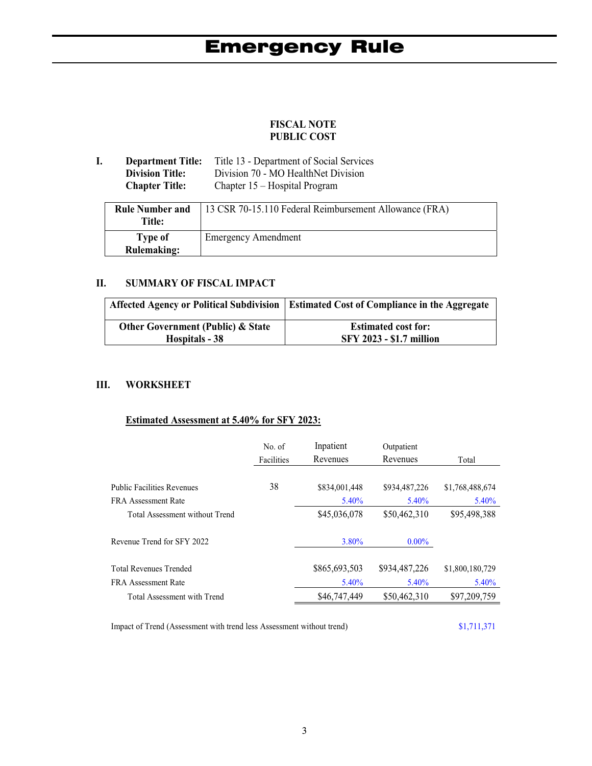# Emergency Rule

**FISCAL NOTE**
**PUBLIC COST**

**I. Department Title:** Title 13 - Department of Social Services
**Division Title:** Division 70 - MO HealthNet Division
**Chapter Title:** Chapter 15 – Hospital Program

| **Rule Number and Title:** | 13 CSR 70-15.110 Federal Reimbursement Allowance (FRA) |
|---|---|
| **Type of Rulemaking:** | Emergency Amendment |

## II. SUMMARY OF FISCAL IMPACT

| Affected Agency or Political Subdivision | Estimated Cost of Compliance in the Aggregate |
|---|---|
| **Other Government (Public) & State Hospitals - 38** | **Estimated cost for: SFY 2023 - $1.7 million** |

## III. WORKSHEET

**Estimated Assessment at 5.40% for SFY 2023:**

| | No. of Facilities | Inpatient Revenues | Outpatient Revenues | Total |
|---|---|---|---|---|
| Public Facilities Revenues | 38 | $834,001,448 | $934,487,226 | $1,768,488,674 |
| FRA Assessment Rate | | 5.40% | 5.40% | 5.40% |
| Total Assessment without Trend | | $45,036,078 | $50,462,310 | $95,498,388 |
| Revenue Trend for SFY 2022 | | 3.80% | 0.00% | |
| Total Revenues Trended | | $865,693,503 | $934,487,226 | $1,800,180,729 |
| FRA Assessment Rate | | 5.40% | 5.40% | 5.40% |
| Total Assessment with Trend | | $46,747,449 | $50,462,310 | $97,209,759 |

Impact of Trend (Assessment with trend less Assessment without trend) $1,711,371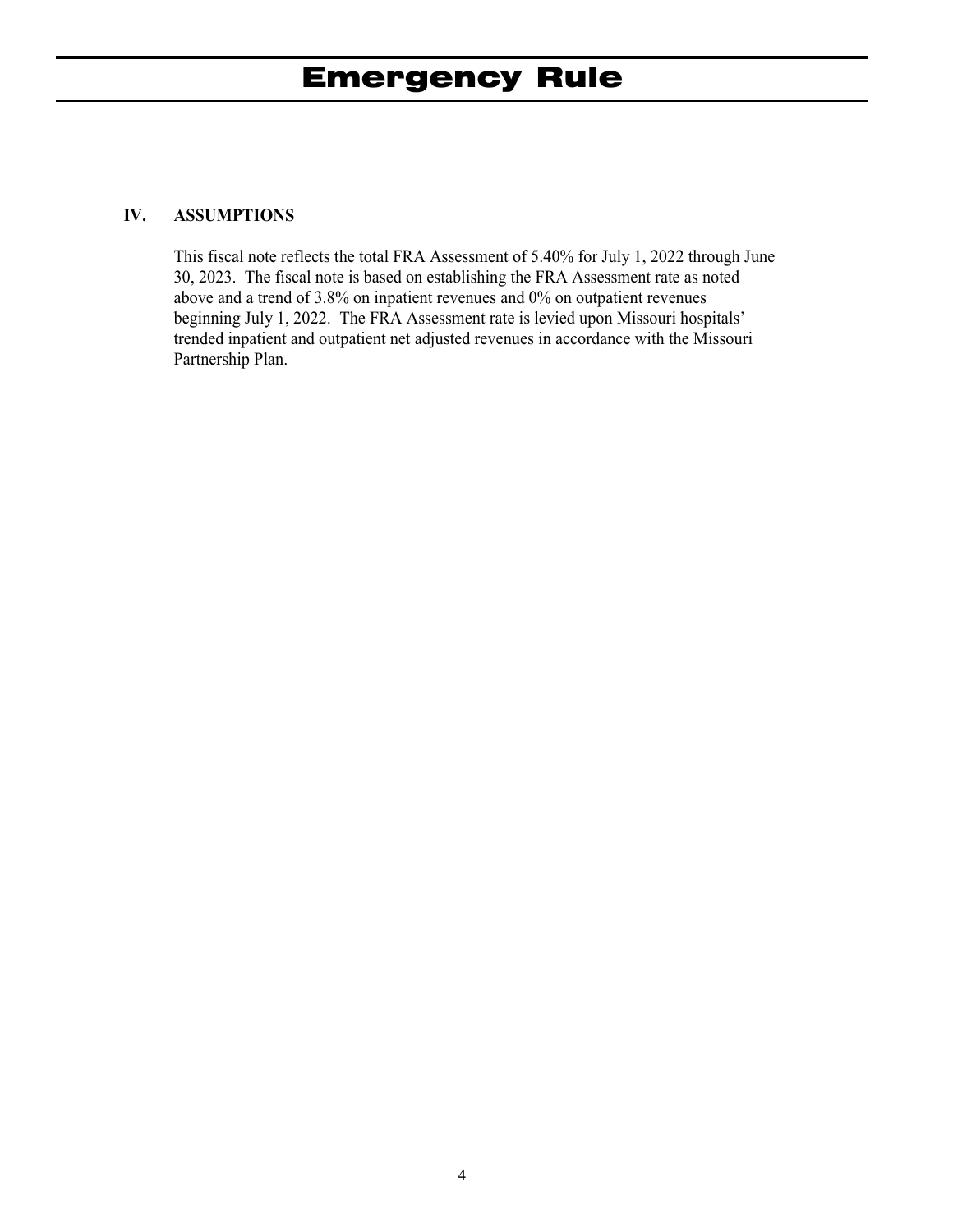## IV. ASSUMPTIONS

This fiscal note reflects the total FRA Assessment of 5.40% for July 1, 2022 through June 30, 2023. The fiscal note is based on establishing the FRA Assessment rate as noted above and a trend of 3.8% on inpatient revenues and 0% on outpatient revenues beginning July 1, 2022. The FRA Assessment rate is levied upon Missouri hospitals' trended inpatient and outpatient net adjusted revenues in accordance with the Missouri Partnership Plan.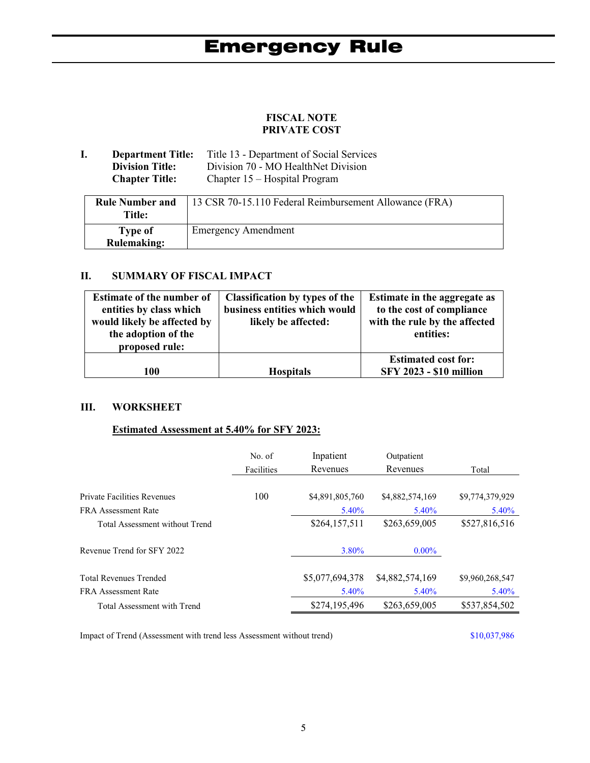# Emergency Rule

**FISCAL NOTE**
**PRIVATE COST**

**I. Department Title:** Title 13 - Department of Social Services
**Division Title:** Division 70 - MO HealthNet Division
**Chapter Title:** Chapter 15 – Hospital Program

| **Rule Number and Title:** | 13 CSR 70-15.110 Federal Reimbursement Allowance (FRA) |
|---|---|
| **Type of Rulemaking:** | Emergency Amendment |

## II. SUMMARY OF FISCAL IMPACT

| Estimate of the number of entities by class which would likely be affected by the adoption of the proposed rule: | Classification by types of the business entities which would likely be affected: | Estimate in the aggregate as to the cost of compliance with the rule by the affected entities: |
|---|---|---|
| **100** | **Hospitals** | **Estimated cost for: SFY 2023 - $10 million** |

## III. WORKSHEET

**Estimated Assessment at 5.40% for SFY 2023:**

| | No. of Facilities | Inpatient Revenues | Outpatient Revenues | Total |
|---|---|---|---|---|
| Private Facilities Revenues | 100 | $4,891,805,760 | $4,882,574,169 | $9,774,379,929 |
| FRA Assessment Rate | | 5.40% | 5.40% | 5.40% |
| Total Assessment without Trend | | $264,157,511 | $263,659,005 | $527,816,516 |
| Revenue Trend for SFY 2022 | | 3.80% | 0.00% | |
| Total Revenues Trended | | $5,077,694,378 | $4,882,574,169 | $9,960,268,547 |
| FRA Assessment Rate | | 5.40% | 5.40% | 5.40% |
| Total Assessment with Trend | | $274,195,496 | $263,659,005 | $537,854,502 |

Impact of Trend (Assessment with trend less Assessment without trend) $10,037,986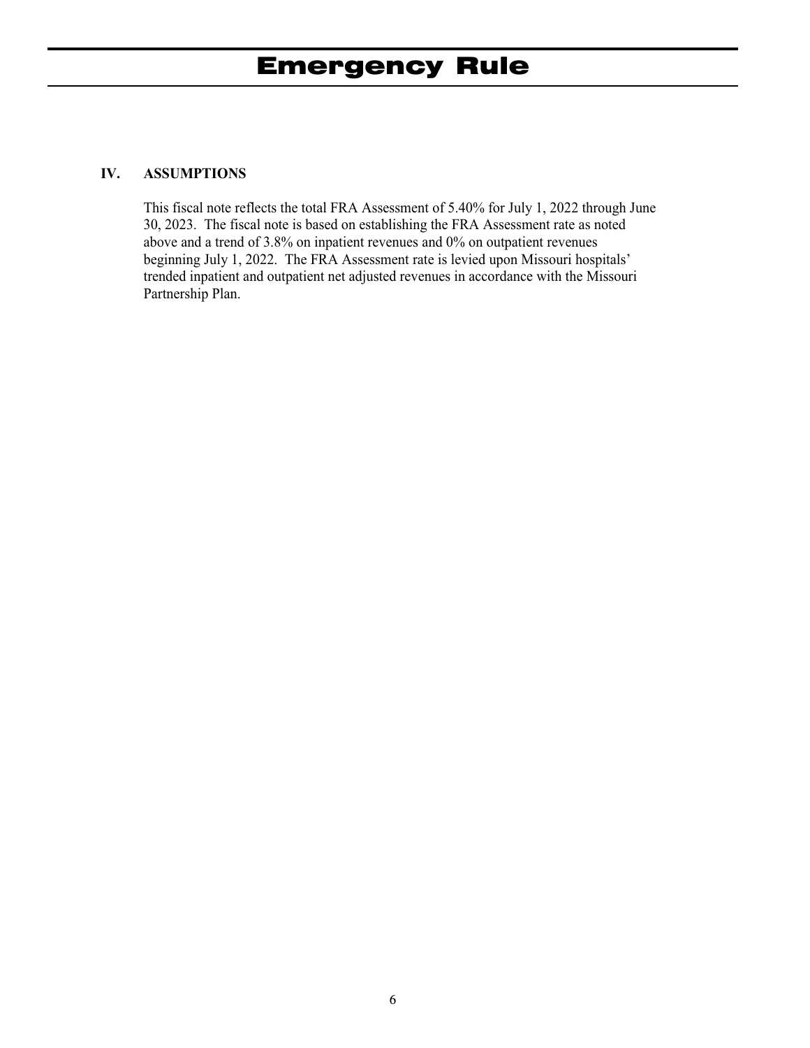## IV. ASSUMPTIONS

This fiscal note reflects the total FRA Assessment of 5.40% for July 1, 2022 through June 30, 2023. The fiscal note is based on establishing the FRA Assessment rate as noted above and a trend of 3.8% on inpatient revenues and 0% on outpatient revenues beginning July 1, 2022. The FRA Assessment rate is levied upon Missouri hospitals' trended inpatient and outpatient net adjusted revenues in accordance with the Missouri Partnership Plan.